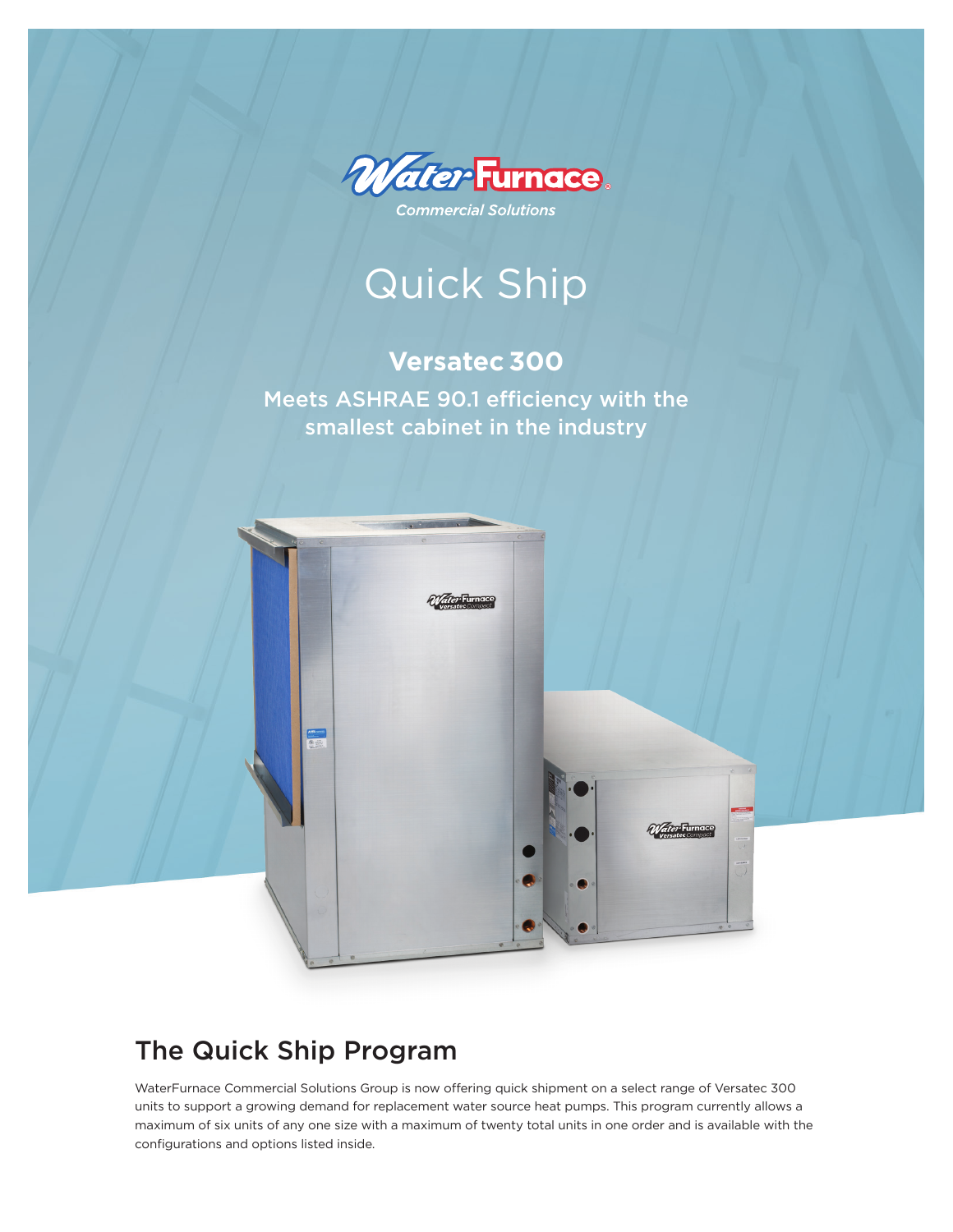WaterFurnace Commercial Solutions

# Quick Ship

## Versatec 300

Meets ASHRAE 90.1 efficiency with the smallest cabinet in the industry

## The Quick Ship Program

WaterFurnace Commercial Solutions Group is now offering quick shipment on a select range of Versatec 300 units to support a growing demand for replacement water source heat pumps. This program currently allows a maximum of six units of any one size with a maximum of twenty total units in one order and is available with the configurations and options listed inside.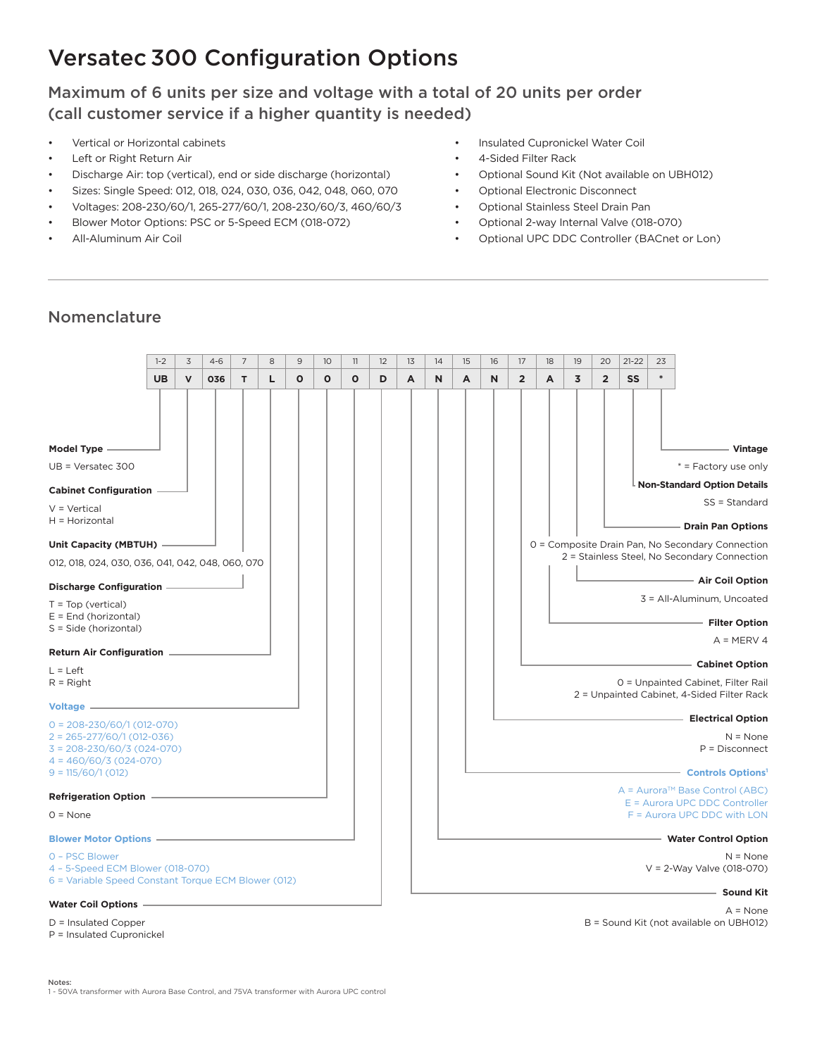# Versatec 300 Configuration Options

## Maximum of 6 units per size and voltage with a total of 20 units per order (call customer service if a higher quantity is needed)

- Vertical or Horizontal cabinets
- Left or Right Return Air
- Discharge Air: top (vertical), end or side discharge (horizontal)
- Sizes: Single Speed: 012, 018, 024, 030, 036, 042, 048, 060, 070
- Voltages: 208-230/60/1, 265-277/60/1, 208-230/60/3, 460/60/3
- Blower Motor Options: PSC or 5-Speed ECM (018-072)
- All-Aluminum Air Coil
- Insulated Cupronickel Water Coil
- 4-Sided Filter Rack
- Optional Sound Kit (Not available on UBH012)
- Optional Electronic Disconnect
- Optional Stainless Steel Drain Pan
- Optional 2-way Internal Valve (018-070)
- Optional UPC DDC Controller (BACnet or Lon)

## Nomenclature

| 1-2 | 3 | 4-6 | 7 | 8 | 9 | 10 | 11 | 12 | 13 | 14 | 15 | 16 | 17 | 18 | 19 | 20 | 21-22 | 23 |
|---|---|---|---|---|---|---|---|---|---|---|---|---|---|---|---|---|---|---|
| UB | V | 036 | T | L | 0 | 0 | 0 | D | A | N | A | N | 2 | A | 3 | 2 | SS | * |

**Model Type**

UB = Versatec 300

**Cabinet Configuration**

V = Vertical
H = Horizontal

**Unit Capacity (MBTUH)**

012, 018, 024, 030, 036, 041, 042, 048, 060, 070

**Discharge Configuration**

T = Top (vertical)
E = End (horizontal)
S = Side (horizontal)

**Return Air Configuration**

L = Left
R = Right

**Voltage**

0 = 208-230/60/1 (012-070)
2 = 265-277/60/1 (012-036)
3 = 208-230/60/3 (024-070)
4 = 460/60/3 (024-070)
9 = 115/60/1 (012)

**Refrigeration Option**

0 = None

**Blower Motor Options**

0 - PSC Blower
4 - 5-Speed ECM Blower (018-070)
6 = Variable Speed Constant Torque ECM Blower (012)

**Water Coil Options**

D = Insulated Copper
P = Insulated Cupronickel

**Vintage**

* = Factory use only

**Non-Standard Option Details**

SS = Standard

**Drain Pan Options**

0 = Composite Drain Pan, No Secondary Connection
2 = Stainless Steel, No Secondary Connection

**Air Coil Option**

3 = All-Aluminum, Uncoated

**Filter Option**

A = MERV 4

**Cabinet Option**

0 = Unpainted Cabinet, Filter Rail
2 = Unpainted Cabinet, 4-Sided Filter Rack

**Electrical Option**

N = None
P = Disconnect

**Controls Options[1]**

A = Aurora™ Base Control (ABC)
E = Aurora UPC DDC Controller
F = Aurora UPC DDC with LON

**Water Control Option**

N = None
V = 2-Way Valve (018-070)

**Sound Kit**

A = None
B = Sound Kit (not available on UBH012)

Notes:
1 - 50VA transformer with Aurora Base Control, and 75VA transformer with Aurora UPC control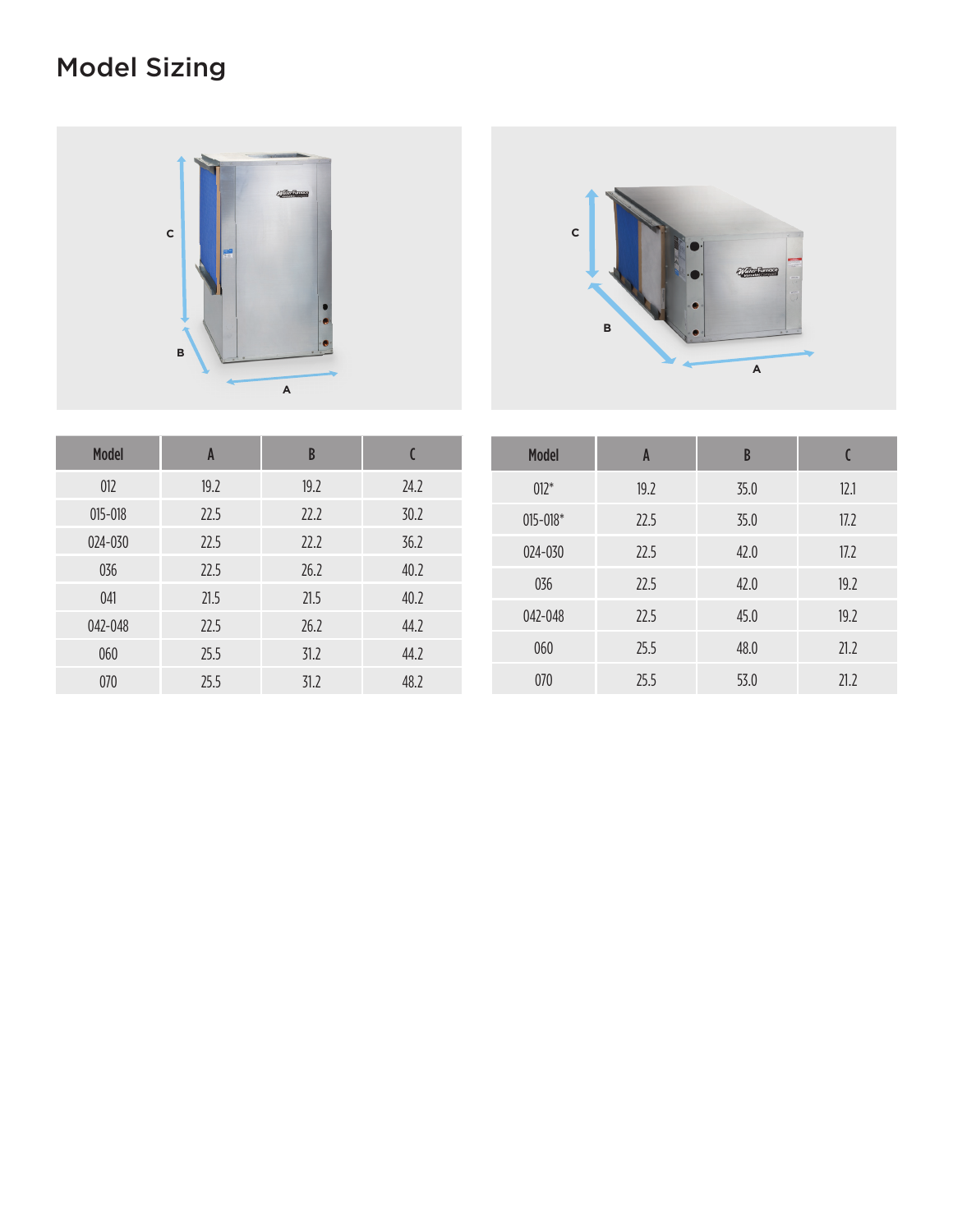# Model Sizing

| Model | A | B | C |
|---|---|---|---|
| 012 | 19.2 | 19.2 | 24.2 |
| 015-018 | 22.5 | 22.2 | 30.2 |
| 024-030 | 22.5 | 22.2 | 36.2 |
| 036 | 22.5 | 26.2 | 40.2 |
| 041 | 21.5 | 21.5 | 40.2 |
| 042-048 | 22.5 | 26.2 | 44.2 |
| 060 | 25.5 | 31.2 | 44.2 |
| 070 | 25.5 | 31.2 | 48.2 |

| Model | A | B | C |
|---|---|---|---|
| 012* | 19.2 | 35.0 | 12.1 |
| 015-018* | 22.5 | 35.0 | 17.2 |
| 024-030 | 22.5 | 42.0 | 17.2 |
| 036 | 22.5 | 42.0 | 19.2 |
| 042-048 | 22.5 | 45.0 | 19.2 |
| 060 | 25.5 | 48.0 | 21.2 |
| 070 | 25.5 | 53.0 | 21.2 |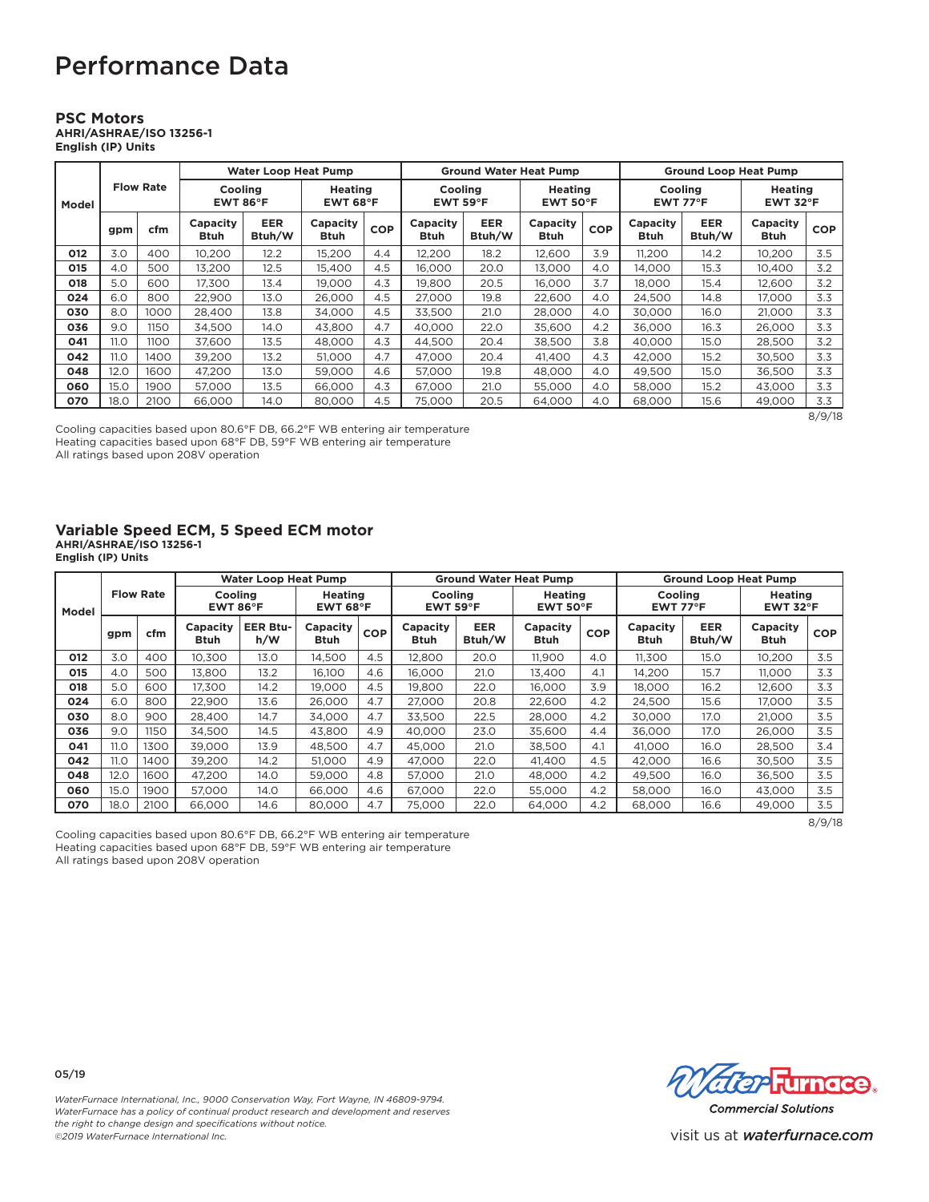# Performance Data

### PSC Motors

**AHRI/ASHRAE/ISO 13256-1**
**English (IP) Units**

| Model | Flow Rate | | Water Loop Heat Pump | | | | Ground Water Heat Pump | | | | Ground Loop Heat Pump | | | |
|---|---|---|---|---|---|---|---|---|---|---|---|---|---|---|
| | | | Cooling EWT 86°F | | Heating EWT 68°F | | Cooling EWT 59°F | | Heating EWT 50°F | | Cooling EWT 77°F | | Heating EWT 32°F | |
| | gpm | cfm | Capacity Btuh | EER Btuh/W | Capacity Btuh | COP | Capacity Btuh | EER Btuh/W | Capacity Btuh | COP | Capacity Btuh | EER Btuh/W | Capacity Btuh | COP |
| 012 | 3.0 | 400 | 10,200 | 12.2 | 15,200 | 4.4 | 12,200 | 18.2 | 12,600 | 3.9 | 11,200 | 14.2 | 10,200 | 3.5 |
| 015 | 4.0 | 500 | 13,200 | 12.5 | 15,400 | 4.5 | 16,000 | 20.0 | 13,000 | 4.0 | 14,000 | 15.3 | 10,400 | 3.2 |
| 018 | 5.0 | 600 | 17,300 | 13.4 | 19,000 | 4.3 | 19,800 | 20.5 | 16,000 | 3.7 | 18,000 | 15.4 | 12,600 | 3.2 |
| 024 | 6.0 | 800 | 22,900 | 13.0 | 26,000 | 4.5 | 27,000 | 19.8 | 22,600 | 4.0 | 24,500 | 14.8 | 17,000 | 3.3 |
| 030 | 8.0 | 1000 | 28,400 | 13.8 | 34,000 | 4.5 | 33,500 | 21.0 | 28,000 | 4.0 | 30,000 | 16.0 | 21,000 | 3.3 |
| 036 | 9.0 | 1150 | 34,500 | 14.0 | 43,800 | 4.7 | 40,000 | 22.0 | 35,600 | 4.2 | 36,000 | 16.3 | 26,000 | 3.3 |
| 041 | 11.0 | 1100 | 37,600 | 13.5 | 48,000 | 4.3 | 44,500 | 20.4 | 38,500 | 3.8 | 40,000 | 15.0 | 28,500 | 3.2 |
| 042 | 11.0 | 1400 | 39,200 | 13.2 | 51,000 | 4.7 | 47,000 | 20.4 | 41,400 | 4.3 | 42,000 | 15.2 | 30,500 | 3.3 |
| 048 | 12.0 | 1600 | 47,200 | 13.0 | 59,000 | 4.6 | 57,000 | 19.8 | 48,000 | 4.0 | 49,500 | 15.0 | 36,500 | 3.3 |
| 060 | 15.0 | 1900 | 57,000 | 13.5 | 66,000 | 4.3 | 67,000 | 21.0 | 55,000 | 4.0 | 58,000 | 15.2 | 43,000 | 3.3 |
| 070 | 18.0 | 2100 | 66,000 | 14.0 | 80,000 | 4.5 | 75,000 | 20.5 | 64,000 | 4.0 | 68,000 | 15.6 | 49,000 | 3.3 |

8/9/18

Cooling capacities based upon 80.6°F DB, 66.2°F WB entering air temperature
Heating capacities based upon 68°F DB, 59°F WB entering air temperature
All ratings based upon 208V operation

### Variable Speed ECM, 5 Speed ECM motor

**AHRI/ASHRAE/ISO 13256-1**
**English (IP) Units**

| Model | Flow Rate | | Water Loop Heat Pump | | | | Ground Water Heat Pump | | | | Ground Loop Heat Pump | | | |
|---|---|---|---|---|---|---|---|---|---|---|---|---|---|---|
| | | | Cooling EWT 86°F | | Heating EWT 68°F | | Cooling EWT 59°F | | Heating EWT 50°F | | Cooling EWT 77°F | | Heating EWT 32°F | |
| | gpm | cfm | Capacity Btuh | EER Btu-h/W | Capacity Btuh | COP | Capacity Btuh | EER Btuh/W | Capacity Btuh | COP | Capacity Btuh | EER Btuh/W | Capacity Btuh | COP |
| 012 | 3.0 | 400 | 10,300 | 13.0 | 14,500 | 4.5 | 12,800 | 20.0 | 11,900 | 4.0 | 11,300 | 15.0 | 10,200 | 3.5 |
| 015 | 4.0 | 500 | 13,800 | 13.2 | 16,100 | 4.6 | 16,000 | 21.0 | 13,400 | 4.1 | 14,200 | 15.7 | 11,000 | 3.3 |
| 018 | 5.0 | 600 | 17,300 | 14.2 | 19,000 | 4.5 | 19,800 | 22.0 | 16,000 | 3.9 | 18,000 | 16.2 | 12,600 | 3.3 |
| 024 | 6.0 | 800 | 22,900 | 13.6 | 26,000 | 4.7 | 27,000 | 20.8 | 22,600 | 4.2 | 24,500 | 15.6 | 17,000 | 3.5 |
| 030 | 8.0 | 900 | 28,400 | 14.7 | 34,000 | 4.7 | 33,500 | 22.5 | 28,000 | 4.2 | 30,000 | 17.0 | 21,000 | 3.5 |
| 036 | 9.0 | 1150 | 34,500 | 14.5 | 43,800 | 4.9 | 40,000 | 23.0 | 35,600 | 4.4 | 36,000 | 17.0 | 26,000 | 3.5 |
| 041 | 11.0 | 1300 | 39,000 | 13.9 | 48,500 | 4.7 | 45,000 | 21.0 | 38,500 | 4.1 | 41,000 | 16.0 | 28,500 | 3.4 |
| 042 | 11.0 | 1400 | 39,200 | 14.2 | 51,000 | 4.9 | 47,000 | 22.0 | 41,400 | 4.5 | 42,000 | 16.6 | 30,500 | 3.5 |
| 048 | 12.0 | 1600 | 47,200 | 14.0 | 59,000 | 4.8 | 57,000 | 21.0 | 48,000 | 4.2 | 49,500 | 16.0 | 36,500 | 3.5 |
| 060 | 15.0 | 1900 | 57,000 | 14.0 | 66,000 | 4.6 | 67,000 | 22.0 | 55,000 | 4.2 | 58,000 | 16.0 | 43,000 | 3.5 |
| 070 | 18.0 | 2100 | 66,000 | 14.6 | 80,000 | 4.7 | 75,000 | 22.0 | 64,000 | 4.2 | 68,000 | 16.6 | 49,000 | 3.5 |

8/9/18

Cooling capacities based upon 80.6°F DB, 66.2°F WB entering air temperature
Heating capacities based upon 68°F DB, 59°F WB entering air temperature
All ratings based upon 208V operation

05/19

*WaterFurnace International, Inc., 9000 Conservation Way, Fort Wayne, IN 46809-9794.*
*WaterFurnace has a policy of continual product research and development and reserves the right to change design and specifications without notice.*
*©2019 WaterFurnace International Inc.*

WaterFurnace® *Commercial Solutions*

visit us at ***waterfurnace.com***